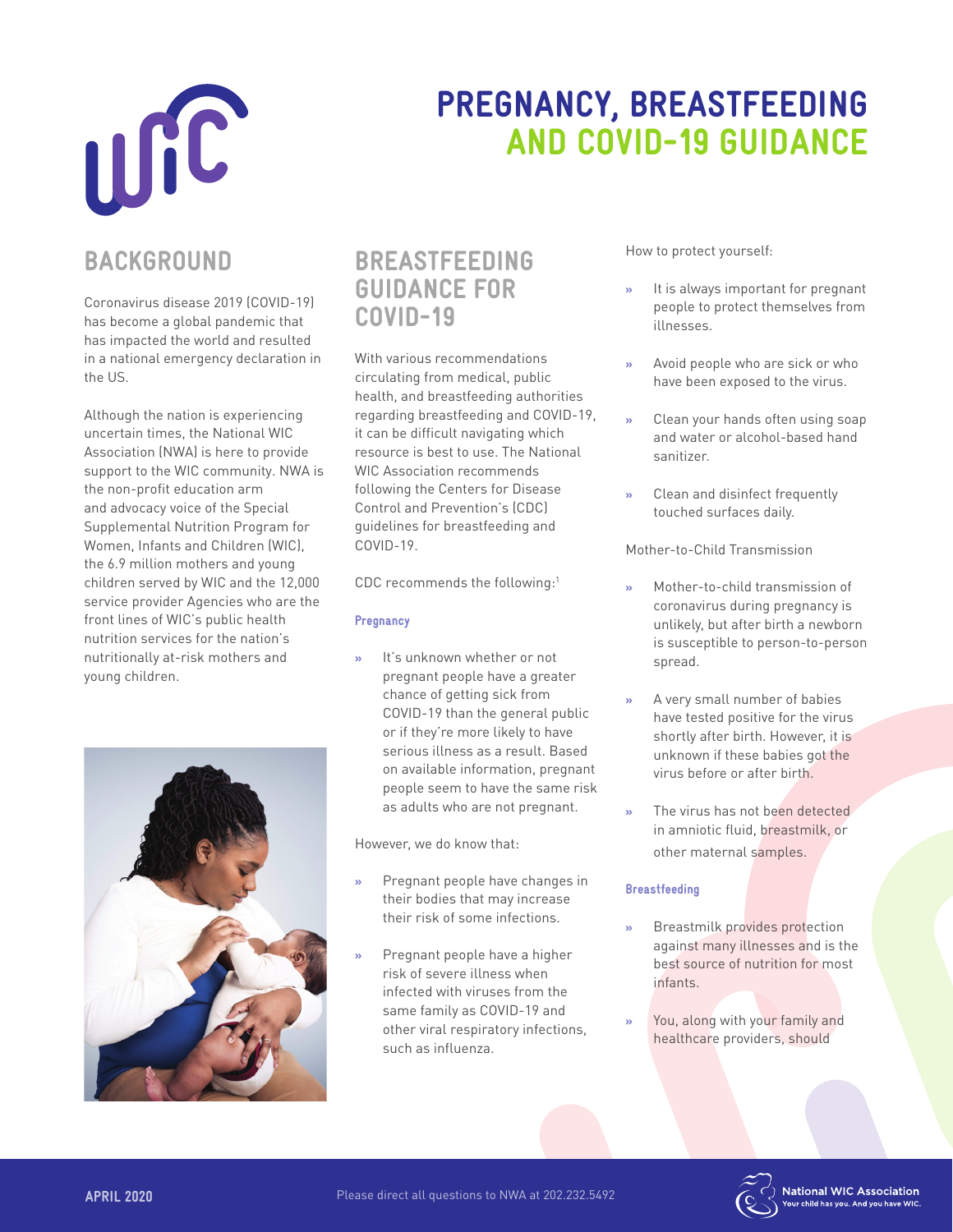# PREGNANCY, BREASTFEEDING AND COVID-19 GUIDANCE

## BACKGROUND

Coronavirus disease 2019 (COVID-19) has become a global pandemic that has impacted the world and resulted in a national emergency declaration in the US.

Although the nation is experiencing uncertain times, the National WIC Association (NWA) is here to provide support to the WIC community. NWA is the non-profit education arm and advocacy voice of the Special Supplemental Nutrition Program for Women, Infants and Children (WIC), the 6.9 million mothers and young children served by WIC and the 12,000 service provider Agencies who are the front lines of WIC's public health nutrition services for the nation's nutritionally at-risk mothers and young children.

## BREASTFEEDING GUIDANCE FOR COVID-19

With various recommendations circulating from medical, public health, and breastfeeding authorities regarding breastfeeding and COVID-19, it can be difficult navigating which resource is best to use. The National WIC Association recommends following the Centers for Disease Control and Prevention's (CDC) guidelines for breastfeeding and COVID-19.

CDC recommends the following:[1]

### Pregnancy

- It's unknown whether or not pregnant people have a greater chance of getting sick from COVID-19 than the general public or if they're more likely to have serious illness as a result. Based on available information, pregnant people seem to have the same risk as adults who are not pregnant.

However, we do know that:

- Pregnant people have changes in their bodies that may increase their risk of some infections.
- Pregnant people have a higher risk of severe illness when infected with viruses from the same family as COVID-19 and other viral respiratory infections, such as influenza.

How to protect yourself:

- It is always important for pregnant people to protect themselves from illnesses.
- Avoid people who are sick or who have been exposed to the virus.
- Clean your hands often using soap and water or alcohol-based hand sanitizer.
- Clean and disinfect frequently touched surfaces daily.

Mother-to-Child Transmission

- Mother-to-child transmission of coronavirus during pregnancy is unlikely, but after birth a newborn is susceptible to person-to-person spread.
- A very small number of babies have tested positive for the virus shortly after birth. However, it is unknown if these babies got the virus before or after birth.
- The virus has not been detected in amniotic fluid, breastmilk, or other maternal samples.

### Breastfeeding

- Breastmilk provides protection against many illnesses and is the best source of nutrition for most infants.
- You, along with your family and healthcare providers, should

APRIL 2020

Please direct all questions to NWA at 202.232.5492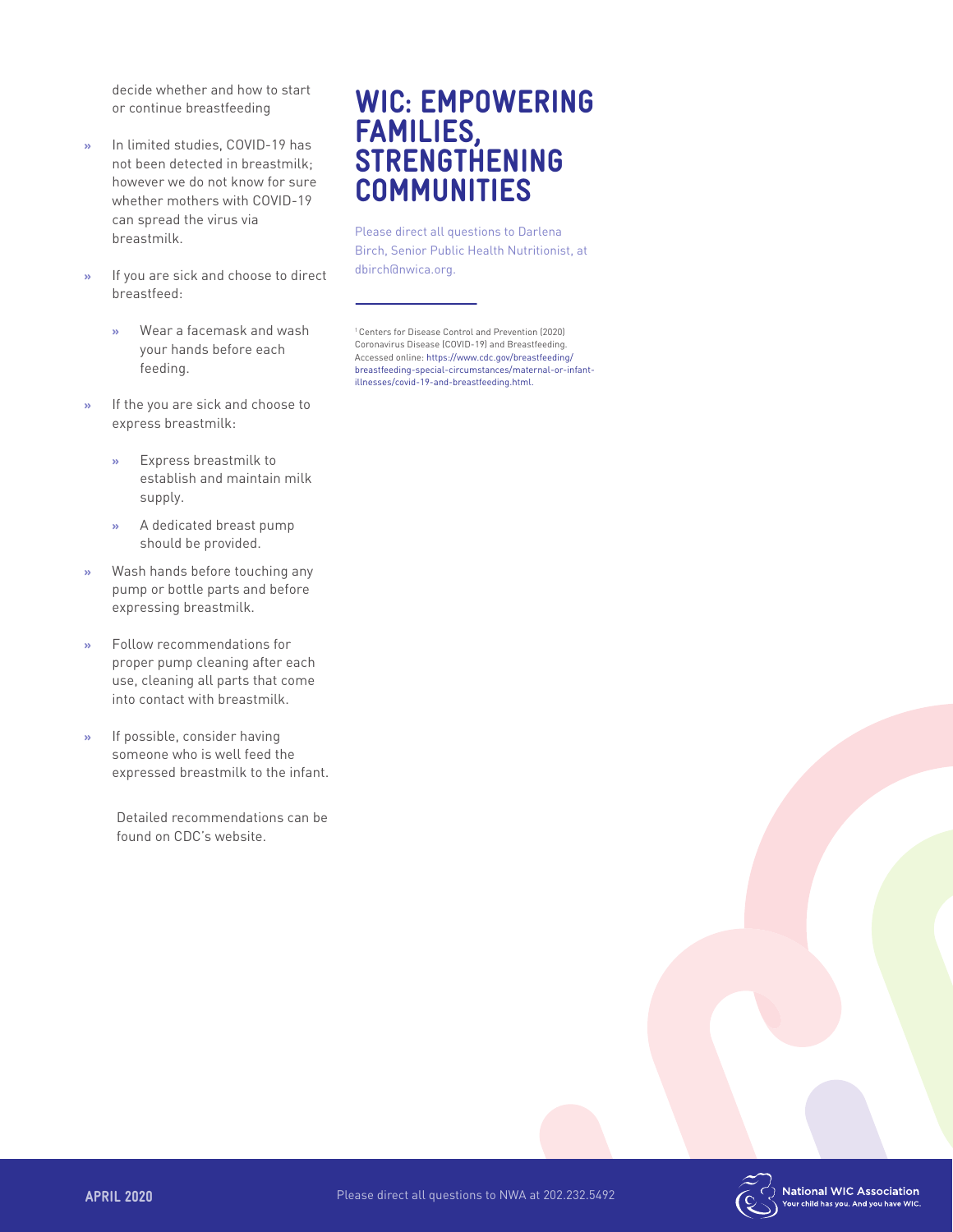decide whether and how to start or continue breastfeeding

- In limited studies, COVID-19 has not been detected in breastmilk; however we do not know for sure whether mothers with COVID-19 can spread the virus via breastmilk.
- If you are sick and choose to direct breastfeed:
    - Wear a facemask and wash your hands before each feeding.
- If the you are sick and choose to express breastmilk:
    - Express breastmilk to establish and maintain milk supply.
    - A dedicated breast pump should be provided.
- Wash hands before touching any pump or bottle parts and before expressing breastmilk.
- Follow recommendations for proper pump cleaning after each use, cleaning all parts that come into contact with breastmilk.
- If possible, consider having someone who is well feed the expressed breastmilk to the infant.

Detailed recommendations can be found on CDC's website.

# WIC: EMPOWERING FAMILIES, STRENGTHENING COMMUNITIES

Please direct all questions to Darlena Birch, Senior Public Health Nutritionist, at dbirch@nwica.org.

---

[1] Centers for Disease Control and Prevention (2020) Coronavirus Disease (COVID-19) and Breastfeeding. Accessed online: https://www.cdc.gov/breastfeeding/breastfeeding-special-circumstances/maternal-or-infant-illnesses/covid-19-and-breastfeeding.html.

APRIL 2020

Please direct all questions to NWA at 202.232.5492

National WIC Association
Your child has you. And you have WIC.